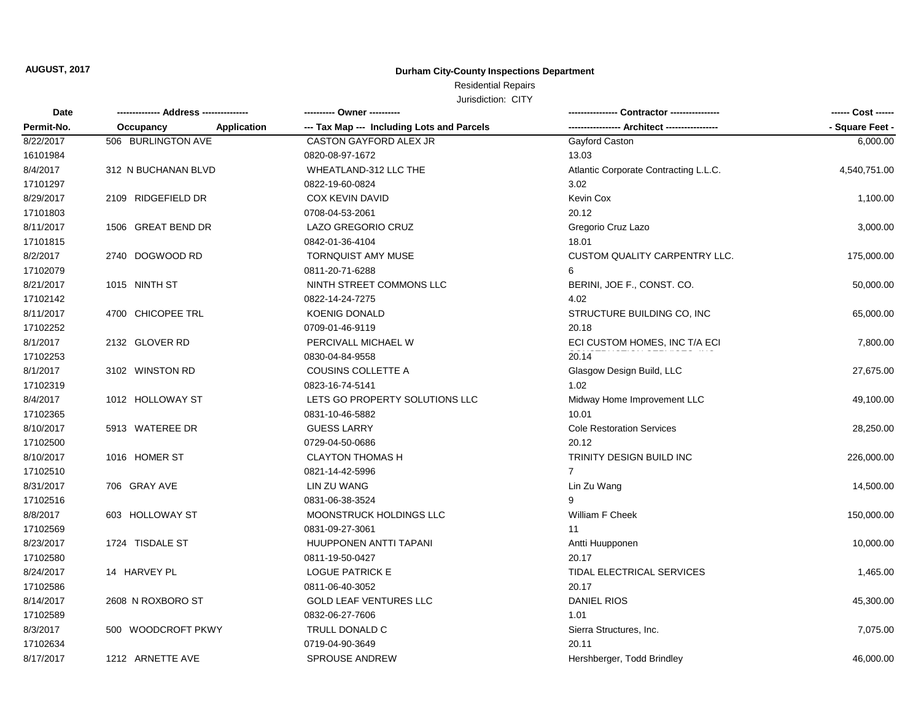**AUGUST, 2017**

## Durham City-County Inspections Department

Residential Repairs

Jurisdiction: CITY

| Date<br>Permit-No. | Address<br>Occupancy | Application | Owner<br>Tax Map --- Including Lots and Parcels | Contractor<br>Architect | Cost<br>Square Feet |
|---|---|---|---|---|---|
| 8/22/2017<br>16101984 | 506 BURLINGTON AVE | | CASTON GAYFORD ALEX JR<br>0820-08-97-1672 | Gayford Caston<br>13.03 | 6,000.00 |
| 8/4/2017<br>17101297 | 312 N BUCHANAN BLVD | | WHEATLAND-312 LLC THE<br>0822-19-60-0824 | Atlantic Corporate Contracting L.L.C.<br>3.02 | 4,540,751.00 |
| 8/29/2017<br>17101803 | 2109 RIDGEFIELD DR | | COX KEVIN DAVID<br>0708-04-53-2061 | Kevin Cox<br>20.12 | 1,100.00 |
| 8/11/2017<br>17101815 | 1506 GREAT BEND DR | | LAZO GREGORIO CRUZ<br>0842-01-36-4104 | Gregorio Cruz Lazo<br>18.01 | 3,000.00 |
| 8/2/2017<br>17102079 | 2740 DOGWOOD RD | | TORNQUIST AMY MUSE<br>0811-20-71-6288 | CUSTOM QUALITY CARPENTRY LLC.<br>6 | 175,000.00 |
| 8/21/2017<br>17102142 | 1015 NINTH ST | | NINTH STREET COMMONS LLC<br>0822-14-24-7275 | BERINI, JOE F., CONST. CO.<br>4.02 | 50,000.00 |
| 8/11/2017<br>17102252 | 4700 CHICOPEE TRL | | KOENIG DONALD<br>0709-01-46-9119 | STRUCTURE BUILDING CO, INC<br>20.18 | 65,000.00 |
| 8/1/2017<br>17102253 | 2132 GLOVER RD | | PERCIVALL MICHAEL W<br>0830-04-84-9558 | ECI CUSTOM HOMES, INC T/A ECI<br>20.14 | 7,800.00 |
| 8/1/2017<br>17102319 | 3102 WINSTON RD | | COUSINS COLLETTE A<br>0823-16-74-5141 | Glasgow Design Build, LLC<br>1.02 | 27,675.00 |
| 8/4/2017<br>17102365 | 1012 HOLLOWAY ST | | LETS GO PROPERTY SOLUTIONS LLC<br>0831-10-46-5882 | Midway Home Improvement LLC<br>10.01 | 49,100.00 |
| 8/10/2017<br>17102500 | 5913 WATEREE DR | | GUESS LARRY<br>0729-04-50-0686 | Cole Restoration Services<br>20.12 | 28,250.00 |
| 8/10/2017<br>17102510 | 1016 HOMER ST | | CLAYTON THOMAS H<br>0821-14-42-5996 | TRINITY DESIGN BUILD INC<br>7 | 226,000.00 |
| 8/31/2017<br>17102516 | 706 GRAY AVE | | LIN ZU WANG<br>0831-06-38-3524 | Lin Zu Wang<br>9 | 14,500.00 |
| 8/8/2017<br>17102569 | 603 HOLLOWAY ST | | MOONSTRUCK HOLDINGS LLC<br>0831-09-27-3061 | William F Cheek<br>11 | 150,000.00 |
| 8/23/2017<br>17102580 | 1724 TISDALE ST | | HUUPPONEN ANTTI TAPANI<br>0811-19-50-0427 | Antti Huupponen<br>20.17 | 10,000.00 |
| 8/24/2017<br>17102586 | 14 HARVEY PL | | LOGUE PATRICK E<br>0811-06-40-3052 | TIDAL ELECTRICAL SERVICES<br>20.17 | 1,465.00 |
| 8/14/2017<br>17102589 | 2608 N ROXBORO ST | | GOLD LEAF VENTURES LLC<br>0832-06-27-7606 | DANIEL RIOS<br>1.01 | 45,300.00 |
| 8/3/2017<br>17102634 | 500 WOODCROFT PKWY | | TRULL DONALD C<br>0719-04-90-3649 | Sierra Structures, Inc.<br>20.11 | 7,075.00 |
| 8/17/2017 | 1212 ARNETTE AVE | | SPROUSE ANDREW | Hershberger, Todd Brindley | 46,000.00 |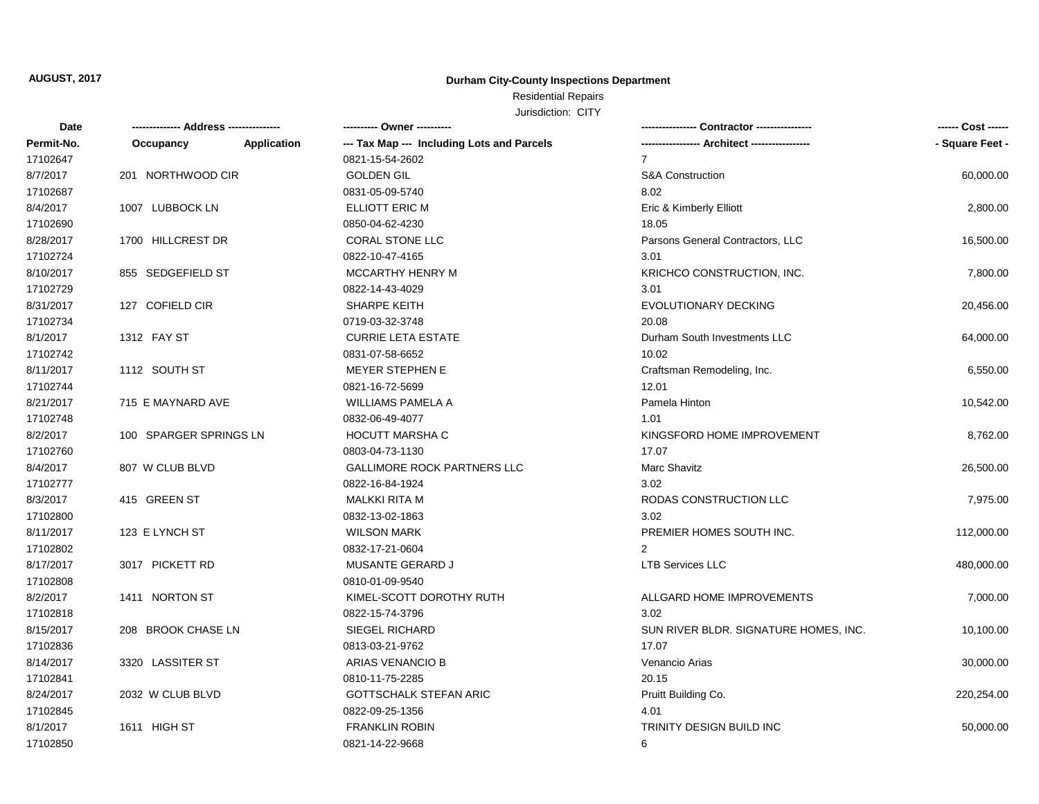**AUGUST, 2017**

## Durham City-County Inspections Department

Residential Repairs

Jurisdiction: CITY

| Date / Permit-No. | Address / Occupancy / Application | Owner / Tax Map --- Including Lots and Parcels | Contractor / Architect | Cost / Square Feet |
|---|---|---|---|---|
| 17102647 | | 0821-15-54-2602 | 7 | |
| 8/7/2017 | 201 NORTHWOOD CIR | GOLDEN GIL | S&A Construction | 60,000.00 |
| 17102687 | | 0831-05-09-5740 | 8.02 | |
| 8/4/2017 | 1007 LUBBOCK LN | ELLIOTT ERIC M | Eric & Kimberly Elliott | 2,800.00 |
| 17102690 | | 0850-04-62-4230 | 18.05 | |
| 8/28/2017 | 1700 HILLCREST DR | CORAL STONE LLC | Parsons General Contractors, LLC | 16,500.00 |
| 17102724 | | 0822-10-47-4165 | 3.01 | |
| 8/10/2017 | 855 SEDGEFIELD ST | MCCARTHY HENRY M | KRICHCO CONSTRUCTION, INC. | 7,800.00 |
| 17102729 | | 0822-14-43-4029 | 3.01 | |
| 8/31/2017 | 127 COFIELD CIR | SHARPE KEITH | EVOLUTIONARY DECKING | 20,456.00 |
| 17102734 | | 0719-03-32-3748 | 20.08 | |
| 8/1/2017 | 1312 FAY ST | CURRIE LETA ESTATE | Durham South Investments LLC | 64,000.00 |
| 17102742 | | 0831-07-58-6652 | 10.02 | |
| 8/11/2017 | 1112 SOUTH ST | MEYER STEPHEN E | Craftsman Remodeling, Inc. | 6,550.00 |
| 17102744 | | 0821-16-72-5699 | 12.01 | |
| 8/21/2017 | 715 E MAYNARD AVE | WILLIAMS PAMELA A | Pamela Hinton | 10,542.00 |
| 17102748 | | 0832-06-49-4077 | 1.01 | |
| 8/2/2017 | 100 SPARGER SPRINGS LN | HOCUTT MARSHA C | KINGSFORD HOME IMPROVEMENT | 8,762.00 |
| 17102760 | | 0803-04-73-1130 | 17.07 | |
| 8/4/2017 | 807 W CLUB BLVD | GALLIMORE ROCK PARTNERS LLC | Marc Shavitz | 26,500.00 |
| 17102777 | | 0822-16-84-1924 | 3.02 | |
| 8/3/2017 | 415 GREEN ST | MALKKI RITA M | RODAS CONSTRUCTION LLC | 7,975.00 |
| 17102800 | | 0832-13-02-1863 | 3.02 | |
| 8/11/2017 | 123 E LYNCH ST | WILSON MARK | PREMIER HOMES SOUTH INC. | 112,000.00 |
| 17102802 | | 0832-17-21-0604 | 2 | |
| 8/17/2017 | 3017 PICKETT RD | MUSANTE GERARD J | LTB Services LLC | 480,000.00 |
| 17102808 | | 0810-01-09-9540 | | |
| 8/2/2017 | 1411 NORTON ST | KIMEL-SCOTT DOROTHY RUTH | ALLGARD HOME IMPROVEMENTS | 7,000.00 |
| 17102818 | | 0822-15-74-3796 | 3.02 | |
| 8/15/2017 | 208 BROOK CHASE LN | SIEGEL RICHARD | SUN RIVER BLDR. SIGNATURE HOMES, INC. | 10,100.00 |
| 17102836 | | 0813-03-21-9762 | 17.07 | |
| 8/14/2017 | 3320 LASSITER ST | ARIAS VENANCIO B | Venancio Arias | 30,000.00 |
| 17102841 | | 0810-11-75-2285 | 20.15 | |
| 8/24/2017 | 2032 W CLUB BLVD | GOTTSCHALK STEFAN ARIC | Pruitt Building Co. | 220,254.00 |
| 17102845 | | 0822-09-25-1356 | 4.01 | |
| 8/1/2017 | 1611 HIGH ST | FRANKLIN ROBIN | TRINITY DESIGN BUILD INC | 50,000.00 |
| 17102850 | | 0821-14-22-9668 | 6 | |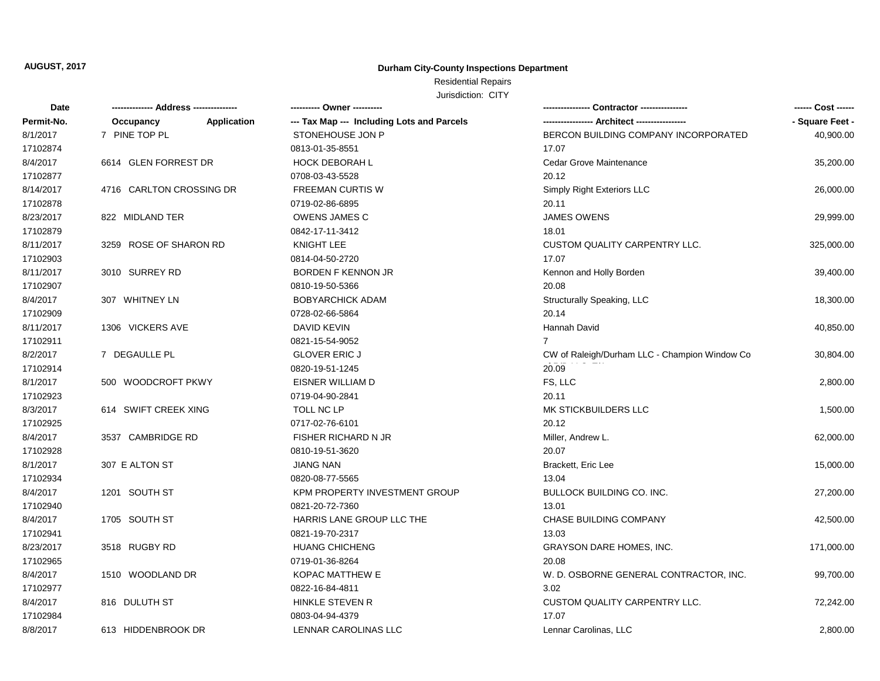**AUGUST, 2017**

**Durham City-County Inspections Department**

Residential Repairs

Jurisdiction: CITY

| Date | ------------- Address -------------- | | ---------- Owner ---------- | --------------- Contractor --------------- | ------ Cost ------ |
|---|---|---|---|---|---|
| Permit-No. | Occupancy | Application | --- Tax Map --- Including Lots and Parcels | ---------------- Architect ---------------- | - Square Feet - |
| 8/1/2017 | 7 PINE TOP PL | | STONEHOUSE JON P | BERCON BUILDING COMPANY INCORPORATED | 40,900.00 |
| 17102874 | | | 0813-01-35-8551 | 17.07 | |
| 8/4/2017 | 6614 GLEN FORREST DR | | HOCK DEBORAH L | Cedar Grove Maintenance | 35,200.00 |
| 17102877 | | | 0708-03-43-5528 | 20.12 | |
| 8/14/2017 | 4716 CARLTON CROSSING DR | | FREEMAN CURTIS W | Simply Right Exteriors LLC | 26,000.00 |
| 17102878 | | | 0719-02-86-6895 | 20.11 | |
| 8/23/2017 | 822 MIDLAND TER | | OWENS JAMES C | JAMES OWENS | 29,999.00 |
| 17102879 | | | 0842-17-11-3412 | 18.01 | |
| 8/11/2017 | 3259 ROSE OF SHARON RD | | KNIGHT LEE | CUSTOM QUALITY CARPENTRY LLC. | 325,000.00 |
| 17102903 | | | 0814-04-50-2720 | 17.07 | |
| 8/11/2017 | 3010 SURREY RD | | BORDEN F KENNON JR | Kennon and Holly Borden | 39,400.00 |
| 17102907 | | | 0810-19-50-5366 | 20.08 | |
| 8/4/2017 | 307 WHITNEY LN | | BOBYARCHICK ADAM | Structurally Speaking, LLC | 18,300.00 |
| 17102909 | | | 0728-02-66-5864 | 20.14 | |
| 8/11/2017 | 1306 VICKERS AVE | | DAVID KEVIN | Hannah David | 40,850.00 |
| 17102911 | | | 0821-15-54-9052 | 7 | |
| 8/2/2017 | 7 DEGAULLE PL | | GLOVER ERIC J | CW of Raleigh/Durham LLC - Champion Window Co | 30,804.00 |
| 17102914 | | | 0820-19-51-1245 | 20.09 | |
| 8/1/2017 | 500 WOODCROFT PKWY | | EISNER WILLIAM D | FS, LLC | 2,800.00 |
| 17102923 | | | 0719-04-90-2841 | 20.11 | |
| 8/3/2017 | 614 SWIFT CREEK XING | | TOLL NC LP | MK STICKBUILDERS LLC | 1,500.00 |
| 17102925 | | | 0717-02-76-6101 | 20.12 | |
| 8/4/2017 | 3537 CAMBRIDGE RD | | FISHER RICHARD N JR | Miller, Andrew L. | 62,000.00 |
| 17102928 | | | 0810-19-51-3620 | 20.07 | |
| 8/1/2017 | 307 E ALTON ST | | JIANG NAN | Brackett, Eric Lee | 15,000.00 |
| 17102934 | | | 0820-08-77-5565 | 13.04 | |
| 8/4/2017 | 1201 SOUTH ST | | KPM PROPERTY INVESTMENT GROUP | BULLOCK BUILDING CO. INC. | 27,200.00 |
| 17102940 | | | 0821-20-72-7360 | 13.01 | |
| 8/4/2017 | 1705 SOUTH ST | | HARRIS LANE GROUP LLC THE | CHASE BUILDING COMPANY | 42,500.00 |
| 17102941 | | | 0821-19-70-2317 | 13.03 | |
| 8/23/2017 | 3518 RUGBY RD | | HUANG CHICHENG | GRAYSON DARE HOMES, INC. | 171,000.00 |
| 17102965 | | | 0719-01-36-8264 | 20.08 | |
| 8/4/2017 | 1510 WOODLAND DR | | KOPAC MATTHEW E | W. D. OSBORNE GENERAL CONTRACTOR, INC. | 99,700.00 |
| 17102977 | | | 0822-16-84-4811 | 3.02 | |
| 8/4/2017 | 816 DULUTH ST | | HINKLE STEVEN R | CUSTOM QUALITY CARPENTRY LLC. | 72,242.00 |
| 17102984 | | | 0803-04-94-4379 | 17.07 | |
| 8/8/2017 | 613 HIDDENBROOK DR | | LENNAR CAROLINAS LLC | Lennar Carolinas, LLC | 2,800.00 |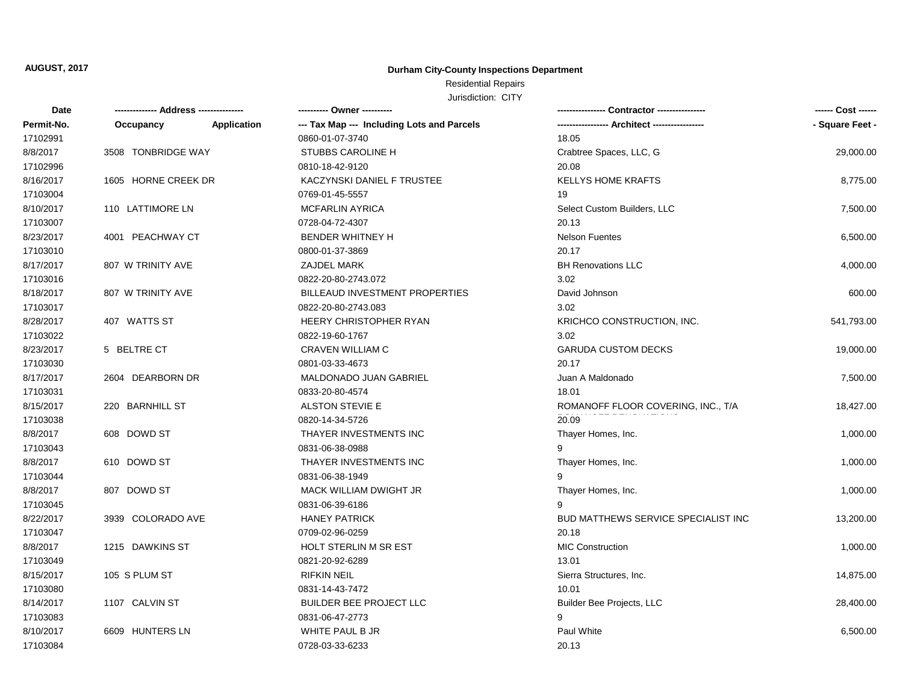**AUGUST, 2017**

**Durham City-County Inspections Department**

Residential Repairs

Jurisdiction: CITY

| Date | ------------- Address -------------- | | ---------- Owner ---------- | ---------------- Contractor ---------------- | ------ Cost ------ |
|---|---|---|---|---|---|
| **Permit-No.** | **Occupancy** | **Application** | **--- Tax Map --- Including Lots and Parcels** | **----------------- Architect -----------------** | **- Square Feet -** |
| 17102991 | | | 0860-01-07-3740 | 18.05 | |
| 8/8/2017 | 3508 TONBRIDGE WAY | | STUBBS CAROLINE H | Crabtree Spaces, LLC, G | 29,000.00 |
| 17102996 | | | 0810-18-42-9120 | 20.08 | |
| 8/16/2017 | 1605 HORNE CREEK DR | | KACZYNSKI DANIEL F TRUSTEE | KELLYS HOME KRAFTS | 8,775.00 |
| 17103004 | | | 0769-01-45-5557 | 19 | |
| 8/10/2017 | 110 LATTIMORE LN | | MCFARLIN AYRICA | Select Custom Builders, LLC | 7,500.00 |
| 17103007 | | | 0728-04-72-4307 | 20.13 | |
| 8/23/2017 | 4001 PEACHWAY CT | | BENDER WHITNEY H | Nelson Fuentes | 6,500.00 |
| 17103010 | | | 0800-01-37-3869 | 20.17 | |
| 8/17/2017 | 807 W TRINITY AVE | | ZAJDEL MARK | BH Renovations LLC | 4,000.00 |
| 17103016 | | | 0822-20-80-2743.072 | 3.02 | |
| 8/18/2017 | 807 W TRINITY AVE | | BILLEAUD INVESTMENT PROPERTIES | David Johnson | 600.00 |
| 17103017 | | | 0822-20-80-2743.083 | 3.02 | |
| 8/28/2017 | 407 WATTS ST | | HEERY CHRISTOPHER RYAN | KRICHCO CONSTRUCTION, INC. | 541,793.00 |
| 17103022 | | | 0822-19-60-1767 | 3.02 | |
| 8/23/2017 | 5 BELTRE CT | | CRAVEN WILLIAM C | GARUDA CUSTOM DECKS | 19,000.00 |
| 17103030 | | | 0801-03-33-4673 | 20.17 | |
| 8/17/2017 | 2604 DEARBORN DR | | MALDONADO JUAN GABRIEL | Juan A Maldonado | 7,500.00 |
| 17103031 | | | 0833-20-80-4574 | 18.01 | |
| 8/15/2017 | 220 BARNHILL ST | | ALSTON STEVIE E | ROMANOFF FLOOR COVERING, INC., T/A | 18,427.00 |
| 17103038 | | | 0820-14-34-5726 | 20.09 | |
| 8/8/2017 | 608 DOWD ST | | THAYER INVESTMENTS INC | Thayer Homes, Inc. | 1,000.00 |
| 17103043 | | | 0831-06-38-0988 | 9 | |
| 8/8/2017 | 610 DOWD ST | | THAYER INVESTMENTS INC | Thayer Homes, Inc. | 1,000.00 |
| 17103044 | | | 0831-06-38-1949 | 9 | |
| 8/8/2017 | 807 DOWD ST | | MACK WILLIAM DWIGHT JR | Thayer Homes, Inc. | 1,000.00 |
| 17103045 | | | 0831-06-39-6186 | 9 | |
| 8/22/2017 | 3939 COLORADO AVE | | HANEY PATRICK | BUD MATTHEWS SERVICE SPECIALIST INC | 13,200.00 |
| 17103047 | | | 0709-02-96-0259 | 20.18 | |
| 8/8/2017 | 1215 DAWKINS ST | | HOLT STERLIN M SR EST | MIC Construction | 1,000.00 |
| 17103049 | | | 0821-20-92-6289 | 13.01 | |
| 8/15/2017 | 105 S PLUM ST | | RIFKIN NEIL | Sierra Structures, Inc. | 14,875.00 |
| 17103080 | | | 0831-14-43-7472 | 10.01 | |
| 8/14/2017 | 1107 CALVIN ST | | BUILDER BEE PROJECT LLC | Builder Bee Projects, LLC | 28,400.00 |
| 17103083 | | | 0831-06-47-2773 | 9 | |
| 8/10/2017 | 6609 HUNTERS LN | | WHITE PAUL B JR | Paul White | 6,500.00 |
| 17103084 | | | 0728-03-33-6233 | 20.13 | |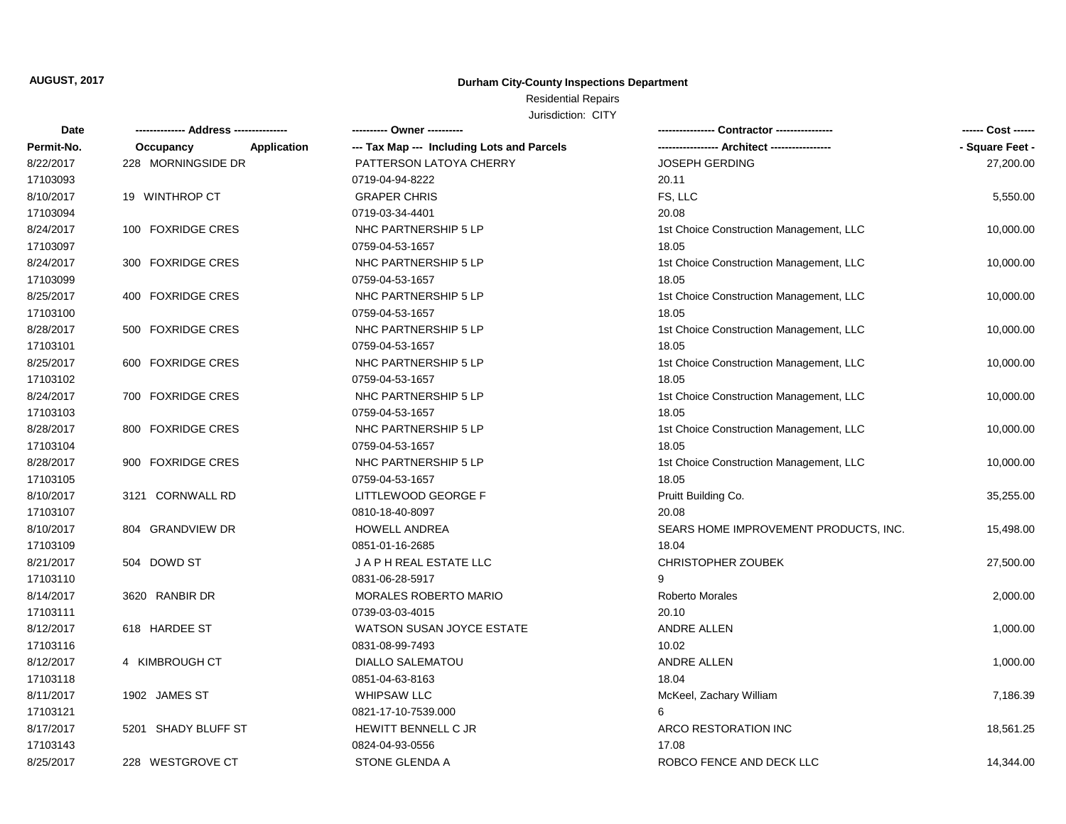**AUGUST, 2017**

**Durham City-County Inspections Department**

Residential Repairs

Jurisdiction: CITY

| Date | ------------- Address -------------- | | ---------- Owner ---------- | ---------------- Contractor ---------------- | ------ Cost ------ |
|---|---|---|---|---|---|
| Permit-No. | Occupancy | Application | --- Tax Map --- Including Lots and Parcels | ----------------- Architect ----------------- | - Square Feet - |
| 8/22/2017 | 228 MORNINGSIDE DR | | PATTERSON LATOYA CHERRY | JOSEPH GERDING | 27,200.00 |
| 17103093 | | | 0719-04-94-8222 | 20.11 | |
| 8/10/2017 | 19 WINTHROP CT | | GRAPER CHRIS | FS, LLC | 5,550.00 |
| 17103094 | | | 0719-03-34-4401 | 20.08 | |
| 8/24/2017 | 100 FOXRIDGE CRES | | NHC PARTNERSHIP 5 LP | 1st Choice Construction Management, LLC | 10,000.00 |
| 17103097 | | | 0759-04-53-1657 | 18.05 | |
| 8/24/2017 | 300 FOXRIDGE CRES | | NHC PARTNERSHIP 5 LP | 1st Choice Construction Management, LLC | 10,000.00 |
| 17103099 | | | 0759-04-53-1657 | 18.05 | |
| 8/25/2017 | 400 FOXRIDGE CRES | | NHC PARTNERSHIP 5 LP | 1st Choice Construction Management, LLC | 10,000.00 |
| 17103100 | | | 0759-04-53-1657 | 18.05 | |
| 8/28/2017 | 500 FOXRIDGE CRES | | NHC PARTNERSHIP 5 LP | 1st Choice Construction Management, LLC | 10,000.00 |
| 17103101 | | | 0759-04-53-1657 | 18.05 | |
| 8/25/2017 | 600 FOXRIDGE CRES | | NHC PARTNERSHIP 5 LP | 1st Choice Construction Management, LLC | 10,000.00 |
| 17103102 | | | 0759-04-53-1657 | 18.05 | |
| 8/24/2017 | 700 FOXRIDGE CRES | | NHC PARTNERSHIP 5 LP | 1st Choice Construction Management, LLC | 10,000.00 |
| 17103103 | | | 0759-04-53-1657 | 18.05 | |
| 8/28/2017 | 800 FOXRIDGE CRES | | NHC PARTNERSHIP 5 LP | 1st Choice Construction Management, LLC | 10,000.00 |
| 17103104 | | | 0759-04-53-1657 | 18.05 | |
| 8/28/2017 | 900 FOXRIDGE CRES | | NHC PARTNERSHIP 5 LP | 1st Choice Construction Management, LLC | 10,000.00 |
| 17103105 | | | 0759-04-53-1657 | 18.05 | |
| 8/10/2017 | 3121 CORNWALL RD | | LITTLEWOOD GEORGE F | Pruitt Building Co. | 35,255.00 |
| 17103107 | | | 0810-18-40-8097 | 20.08 | |
| 8/10/2017 | 804 GRANDVIEW DR | | HOWELL ANDREA | SEARS HOME IMPROVEMENT PRODUCTS, INC. | 15,498.00 |
| 17103109 | | | 0851-01-16-2685 | 18.04 | |
| 8/21/2017 | 504 DOWD ST | | J A P H REAL ESTATE LLC | CHRISTOPHER ZOUBEK | 27,500.00 |
| 17103110 | | | 0831-06-28-5917 | 9 | |
| 8/14/2017 | 3620 RANBIR DR | | MORALES ROBERTO MARIO | Roberto Morales | 2,000.00 |
| 17103111 | | | 0739-03-03-4015 | 20.10 | |
| 8/12/2017 | 618 HARDEE ST | | WATSON SUSAN JOYCE ESTATE | ANDRE ALLEN | 1,000.00 |
| 17103116 | | | 0831-08-99-7493 | 10.02 | |
| 8/12/2017 | 4 KIMBROUGH CT | | DIALLO SALEMATOU | ANDRE ALLEN | 1,000.00 |
| 17103118 | | | 0851-04-63-8163 | 18.04 | |
| 8/11/2017 | 1902 JAMES ST | | WHIPSAW LLC | McKeel, Zachary William | 7,186.39 |
| 17103121 | | | 0821-17-10-7539.000 | 6 | |
| 8/17/2017 | 5201 SHADY BLUFF ST | | HEWITT BENNELL C JR | ARCO RESTORATION INC | 18,561.25 |
| 17103143 | | | 0824-04-93-0556 | 17.08 | |
| 8/25/2017 | 228 WESTGROVE CT | | STONE GLENDA A | ROBCO FENCE AND DECK LLC | 14,344.00 |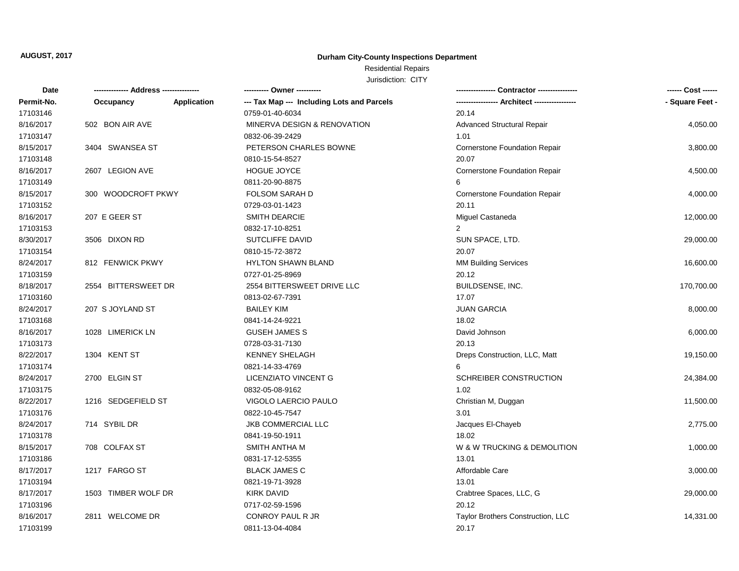**AUGUST, 2017**

**Durham City-County Inspections Department**

Residential Repairs

Jurisdiction: CITY

| Date<br>Permit-No. | ------------- Address --------------<br>Occupancy | <br>Application | ---------- Owner ----------<br>--- Tax Map --- Including Lots and Parcels | ---------------- Contractor ----------------<br>----------------- Architect ----------------- | ------ Cost ------<br>- Square Feet - |
|---|---|---|---|---|---|
| 17103146 | | | 0759-01-40-6034 | 20.14 | |
| 8/16/2017 | 502 BON AIR AVE | | MINERVA DESIGN & RENOVATION | Advanced Structural Repair | 4,050.00 |
| 17103147 | | | 0832-06-39-2429 | 1.01 | |
| 8/15/2017 | 3404 SWANSEA ST | | PETERSON CHARLES BOWNE | Cornerstone Foundation Repair | 3,800.00 |
| 17103148 | | | 0810-15-54-8527 | 20.07 | |
| 8/16/2017 | 2607 LEGION AVE | | HOGUE JOYCE | Cornerstone Foundation Repair | 4,500.00 |
| 17103149 | | | 0811-20-90-8875 | 6 | |
| 8/15/2017 | 300 WOODCROFT PKWY | | FOLSOM SARAH D | Cornerstone Foundation Repair | 4,000.00 |
| 17103152 | | | 0729-03-01-1423 | 20.11 | |
| 8/16/2017 | 207 E GEER ST | | SMITH DEARCIE | Miguel Castaneda | 12,000.00 |
| 17103153 | | | 0832-17-10-8251 | 2 | |
| 8/30/2017 | 3506 DIXON RD | | SUTCLIFFE DAVID | SUN SPACE, LTD. | 29,000.00 |
| 17103154 | | | 0810-15-72-3872 | 20.07 | |
| 8/24/2017 | 812 FENWICK PKWY | | HYLTON SHAWN BLAND | MM Building Services | 16,600.00 |
| 17103159 | | | 0727-01-25-8969 | 20.12 | |
| 8/18/2017 | 2554 BITTERSWEET DR | | 2554 BITTERSWEET DRIVE LLC | BUILDSENSE, INC. | 170,700.00 |
| 17103160 | | | 0813-02-67-7391 | 17.07 | |
| 8/24/2017 | 207 S JOYLAND ST | | BAILEY KIM | JUAN GARCIA | 8,000.00 |
| 17103168 | | | 0841-14-24-9221 | 18.02 | |
| 8/16/2017 | 1028 LIMERICK LN | | GUSEH JAMES S | David Johnson | 6,000.00 |
| 17103173 | | | 0728-03-31-7130 | 20.13 | |
| 8/22/2017 | 1304 KENT ST | | KENNEY SHELAGH | Dreps Construction, LLC, Matt | 19,150.00 |
| 17103174 | | | 0821-14-33-4769 | 6 | |
| 8/24/2017 | 2700 ELGIN ST | | LICENZIATO VINCENT G | SCHREIBER CONSTRUCTION | 24,384.00 |
| 17103175 | | | 0832-05-08-9162 | 1.02 | |
| 8/22/2017 | 1216 SEDGEFIELD ST | | VIGOLO LAERCIO PAULO | Christian M, Duggan | 11,500.00 |
| 17103176 | | | 0822-10-45-7547 | 3.01 | |
| 8/24/2017 | 714 SYBIL DR | | JKB COMMERCIAL LLC | Jacques El-Chayeb | 2,775.00 |
| 17103178 | | | 0841-19-50-1911 | 18.02 | |
| 8/15/2017 | 708 COLFAX ST | | SMITH ANTHA M | W & W TRUCKING & DEMOLITION | 1,000.00 |
| 17103186 | | | 0831-17-12-5355 | 13.01 | |
| 8/17/2017 | 1217 FARGO ST | | BLACK JAMES C | Affordable Care | 3,000.00 |
| 17103194 | | | 0821-19-71-3928 | 13.01 | |
| 8/17/2017 | 1503 TIMBER WOLF DR | | KIRK DAVID | Crabtree Spaces, LLC, G | 29,000.00 |
| 17103196 | | | 0717-02-59-1596 | 20.12 | |
| 8/16/2017 | 2811 WELCOME DR | | CONROY PAUL R JR | Taylor Brothers Construction, LLC | 14,331.00 |
| 17103199 | | | 0811-13-04-4084 | 20.17 | |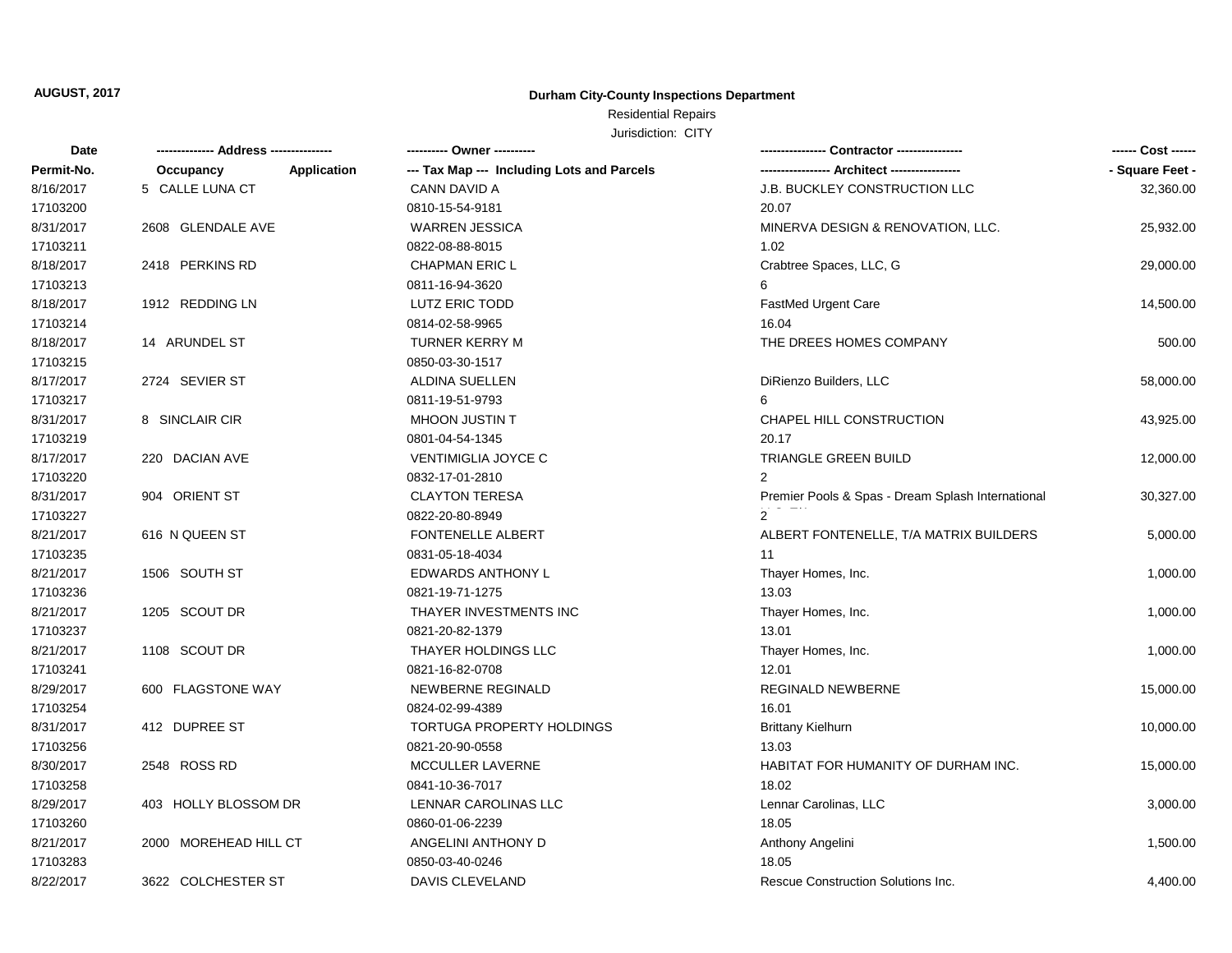**AUGUST, 2017**

**Durham City-County Inspections Department**

Residential Repairs

Jurisdiction: CITY

| Date<br>Permit-No. | ------------- Address --------------<br>Occupancy Application | ---------- Owner ----------<br>--- Tax Map --- Including Lots and Parcels | --------------- Contractor ---------------<br>---------------- Architect ---------------- | ------ Cost ------<br>- Square Feet - |
|---|---|---|---|---|
| 8/16/2017<br>17103200 | 5 CALLE LUNA CT | CANN DAVID A<br>0810-15-54-9181 | J.B. BUCKLEY CONSTRUCTION LLC<br>20.07 | 32,360.00 |
| 8/31/2017<br>17103211 | 2608 GLENDALE AVE | WARREN JESSICA<br>0822-08-88-8015 | MINERVA DESIGN & RENOVATION, LLC.<br>1.02 | 25,932.00 |
| 8/18/2017<br>17103213 | 2418 PERKINS RD | CHAPMAN ERIC L<br>0811-16-94-3620 | Crabtree Spaces, LLC, G<br>6 | 29,000.00 |
| 8/18/2017<br>17103214 | 1912 REDDING LN | LUTZ ERIC TODD<br>0814-02-58-9965 | FastMed Urgent Care<br>16.04 | 14,500.00 |
| 8/18/2017<br>17103215 | 14 ARUNDEL ST | TURNER KERRY M<br>0850-03-30-1517 | THE DREES HOMES COMPANY | 500.00 |
| 8/17/2017<br>17103217 | 2724 SEVIER ST | ALDINA SUELLEN<br>0811-19-51-9793 | DiRienzo Builders, LLC<br>6 | 58,000.00 |
| 8/31/2017<br>17103219 | 8 SINCLAIR CIR | MHOON JUSTIN T<br>0801-04-54-1345 | CHAPEL HILL CONSTRUCTION<br>20.17 | 43,925.00 |
| 8/17/2017<br>17103220 | 220 DACIAN AVE | VENTIMIGLIA JOYCE C<br>0832-17-01-2810 | TRIANGLE GREEN BUILD<br>2 | 12,000.00 |
| 8/31/2017<br>17103227 | 904 ORIENT ST | CLAYTON TERESA<br>0822-20-80-8949 | Premier Pools & Spas - Dream Splash International<br>2 | 30,327.00 |
| 8/21/2017<br>17103235 | 616 N QUEEN ST | FONTENELLE ALBERT<br>0831-05-18-4034 | ALBERT FONTENELLE, T/A MATRIX BUILDERS<br>11 | 5,000.00 |
| 8/21/2017<br>17103236 | 1506 SOUTH ST | EDWARDS ANTHONY L<br>0821-19-71-1275 | Thayer Homes, Inc.<br>13.03 | 1,000.00 |
| 8/21/2017<br>17103237 | 1205 SCOUT DR | THAYER INVESTMENTS INC<br>0821-20-82-1379 | Thayer Homes, Inc.<br>13.01 | 1,000.00 |
| 8/21/2017<br>17103241 | 1108 SCOUT DR | THAYER HOLDINGS LLC<br>0821-16-82-0708 | Thayer Homes, Inc.<br>12.01 | 1,000.00 |
| 8/29/2017<br>17103254 | 600 FLAGSTONE WAY | NEWBERNE REGINALD<br>0824-02-99-4389 | REGINALD NEWBERNE<br>16.01 | 15,000.00 |
| 8/31/2017<br>17103256 | 412 DUPREE ST | TORTUGA PROPERTY HOLDINGS<br>0821-20-90-0558 | Brittany Kielhurn<br>13.03 | 10,000.00 |
| 8/30/2017<br>17103258 | 2548 ROSS RD | MCCULLER LAVERNE<br>0841-10-36-7017 | HABITAT FOR HUMANITY OF DURHAM INC.<br>18.02 | 15,000.00 |
| 8/29/2017<br>17103260 | 403 HOLLY BLOSSOM DR | LENNAR CAROLINAS LLC<br>0860-01-06-2239 | Lennar Carolinas, LLC<br>18.05 | 3,000.00 |
| 8/21/2017<br>17103283 | 2000 MOREHEAD HILL CT | ANGELINI ANTHONY D<br>0850-03-40-0246 | Anthony Angelini<br>18.05 | 1,500.00 |
| 8/22/2017 | 3622 COLCHESTER ST | DAVIS CLEVELAND | Rescue Construction Solutions Inc. | 4,400.00 |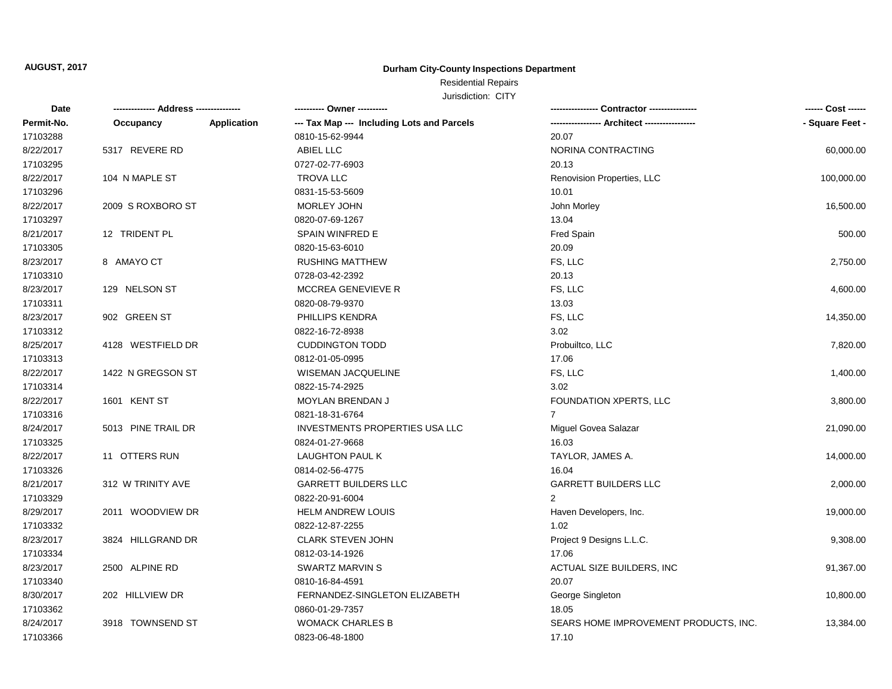**AUGUST, 2017**

**Durham City-County Inspections Department**

Residential Repairs

Jurisdiction: CITY

| Date | ------------- Address -------------- | | ---------- Owner ---------- | ---------------- Contractor ---------------- | ------ Cost ------ |
|---|---|---|---|---|---|
| **Permit-No.** | **Occupancy** | **Application** | **--- Tax Map --- Including Lots and Parcels** | ----------------- Architect ----------------- | **- Square Feet -** |
| 17103288 | | | 0810-15-62-9944 | 20.07 | |
| 8/22/2017 | 5317 REVERE RD | | ABIEL LLC | NORINA CONTRACTING | 60,000.00 |
| 17103295 | | | 0727-02-77-6903 | 20.13 | |
| 8/22/2017 | 104 N MAPLE ST | | TROVA LLC | Renovision Properties, LLC | 100,000.00 |
| 17103296 | | | 0831-15-53-5609 | 10.01 | |
| 8/22/2017 | 2009 S ROXBORO ST | | MORLEY JOHN | John Morley | 16,500.00 |
| 17103297 | | | 0820-07-69-1267 | 13.04 | |
| 8/21/2017 | 12 TRIDENT PL | | SPAIN WINFRED E | Fred Spain | 500.00 |
| 17103305 | | | 0820-15-63-6010 | 20.09 | |
| 8/23/2017 | 8 AMAYO CT | | RUSHING MATTHEW | FS, LLC | 2,750.00 |
| 17103310 | | | 0728-03-42-2392 | 20.13 | |
| 8/23/2017 | 129 NELSON ST | | MCCREA GENEVIEVE R | FS, LLC | 4,600.00 |
| 17103311 | | | 0820-08-79-9370 | 13.03 | |
| 8/23/2017 | 902 GREEN ST | | PHILLIPS KENDRA | FS, LLC | 14,350.00 |
| 17103312 | | | 0822-16-72-8938 | 3.02 | |
| 8/25/2017 | 4128 WESTFIELD DR | | CUDDINGTON TODD | Probuiltco, LLC | 7,820.00 |
| 17103313 | | | 0812-01-05-0995 | 17.06 | |
| 8/22/2017 | 1422 N GREGSON ST | | WISEMAN JACQUELINE | FS, LLC | 1,400.00 |
| 17103314 | | | 0822-15-74-2925 | 3.02 | |
| 8/22/2017 | 1601 KENT ST | | MOYLAN BRENDAN J | FOUNDATION XPERTS, LLC | 3,800.00 |
| 17103316 | | | 0821-18-31-6764 | 7 | |
| 8/24/2017 | 5013 PINE TRAIL DR | | INVESTMENTS PROPERTIES USA LLC | Miguel Govea Salazar | 21,090.00 |
| 17103325 | | | 0824-01-27-9668 | 16.03 | |
| 8/22/2017 | 11 OTTERS RUN | | LAUGHTON PAUL K | TAYLOR, JAMES A. | 14,000.00 |
| 17103326 | | | 0814-02-56-4775 | 16.04 | |
| 8/21/2017 | 312 W TRINITY AVE | | GARRETT BUILDERS LLC | GARRETT BUILDERS LLC | 2,000.00 |
| 17103329 | | | 0822-20-91-6004 | 2 | |
| 8/29/2017 | 2011 WOODVIEW DR | | HELM ANDREW LOUIS | Haven Developers, Inc. | 19,000.00 |
| 17103332 | | | 0822-12-87-2255 | 1.02 | |
| 8/23/2017 | 3824 HILLGRAND DR | | CLARK STEVEN JOHN | Project 9 Designs L.L.C. | 9,308.00 |
| 17103334 | | | 0812-03-14-1926 | 17.06 | |
| 8/23/2017 | 2500 ALPINE RD | | SWARTZ MARVIN S | ACTUAL SIZE BUILDERS, INC | 91,367.00 |
| 17103340 | | | 0810-16-84-4591 | 20.07 | |
| 8/30/2017 | 202 HILLVIEW DR | | FERNANDEZ-SINGLETON ELIZABETH | George Singleton | 10,800.00 |
| 17103362 | | | 0860-01-29-7357 | 18.05 | |
| 8/24/2017 | 3918 TOWNSEND ST | | WOMACK CHARLES B | SEARS HOME IMPROVEMENT PRODUCTS, INC. | 13,384.00 |
| 17103366 | | | 0823-06-48-1800 | 17.10 | |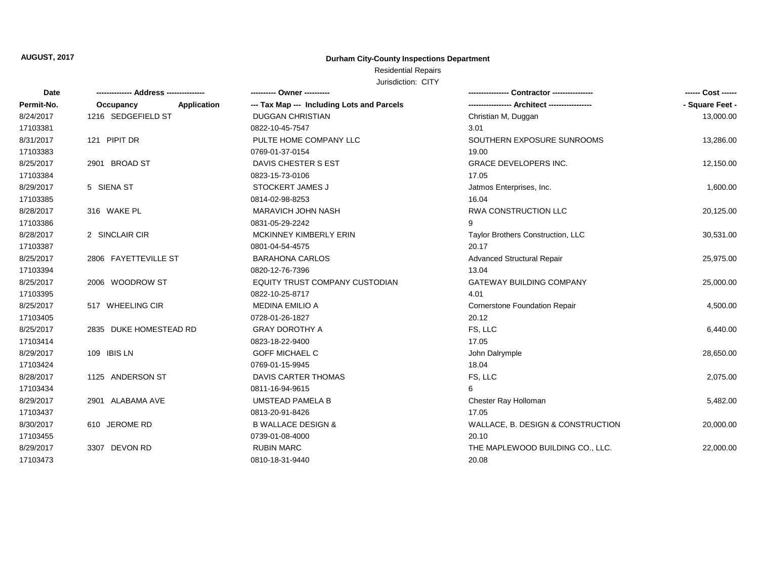**AUGUST, 2017**

**Durham City-County Inspections Department**

Residential Repairs

Jurisdiction: CITY

| Date<br>Permit-No. | ------------- Address ---------------<br>Occupancy Application | ---------- Owner ----------<br>--- Tax Map --- Including Lots and Parcels | ---------------- Contractor ----------------<br>----------------- Architect ----------------- | ------ Cost ------<br>- Square Feet - |
|---|---|---|---|---|
| 8/24/2017<br>17103381 | 1216 SEDGEFIELD ST | DUGGAN CHRISTIAN<br>0822-10-45-7547 | Christian M, Duggan<br>3.01 | 13,000.00 |
| 8/31/2017<br>17103383 | 121 PIPIT DR | PULTE HOME COMPANY LLC<br>0769-01-37-0154 | SOUTHERN EXPOSURE SUNROOMS<br>19.00 | 13,286.00 |
| 8/25/2017<br>17103384 | 2901 BROAD ST | DAVIS CHESTER S EST<br>0823-15-73-0106 | GRACE DEVELOPERS INC.<br>17.05 | 12,150.00 |
| 8/29/2017<br>17103385 | 5 SIENA ST | STOCKERT JAMES J<br>0814-02-98-8253 | Jatmos Enterprises, Inc.<br>16.04 | 1,600.00 |
| 8/28/2017<br>17103386 | 316 WAKE PL | MARAVICH JOHN NASH<br>0831-05-29-2242 | RWA CONSTRUCTION LLC<br>9 | 20,125.00 |
| 8/28/2017<br>17103387 | 2 SINCLAIR CIR | MCKINNEY KIMBERLY ERIN<br>0801-04-54-4575 | Taylor Brothers Construction, LLC<br>20.17 | 30,531.00 |
| 8/25/2017<br>17103394 | 2806 FAYETTEVILLE ST | BARAHONA CARLOS<br>0820-12-76-7396 | Advanced Structural Repair<br>13.04 | 25,975.00 |
| 8/25/2017<br>17103395 | 2006 WOODROW ST | EQUITY TRUST COMPANY CUSTODIAN<br>0822-10-25-8717 | GATEWAY BUILDING COMPANY<br>4.01 | 25,000.00 |
| 8/25/2017<br>17103405 | 517 WHEELING CIR | MEDINA EMILIO A<br>0728-01-26-1827 | Cornerstone Foundation Repair<br>20.12 | 4,500.00 |
| 8/25/2017<br>17103414 | 2835 DUKE HOMESTEAD RD | GRAY DOROTHY A<br>0823-18-22-9400 | FS, LLC<br>17.05 | 6,440.00 |
| 8/29/2017<br>17103424 | 109 IBIS LN | GOFF MICHAEL C<br>0769-01-15-9945 | John Dalrymple<br>18.04 | 28,650.00 |
| 8/28/2017<br>17103434 | 1125 ANDERSON ST | DAVIS CARTER THOMAS<br>0811-16-94-9615 | FS, LLC<br>6 | 2,075.00 |
| 8/29/2017<br>17103437 | 2901 ALABAMA AVE | UMSTEAD PAMELA B<br>0813-20-91-8426 | Chester Ray Holloman<br>17.05 | 5,482.00 |
| 8/30/2017<br>17103455 | 610 JEROME RD | B WALLACE DESIGN &<br>0739-01-08-4000 | WALLACE, B. DESIGN & CONSTRUCTION<br>20.10 | 20,000.00 |
| 8/29/2017<br>17103473 | 3307 DEVON RD | RUBIN MARC<br>0810-18-31-9440 | THE MAPLEWOOD BUILDING CO., LLC.<br>20.08 | 22,000.00 |